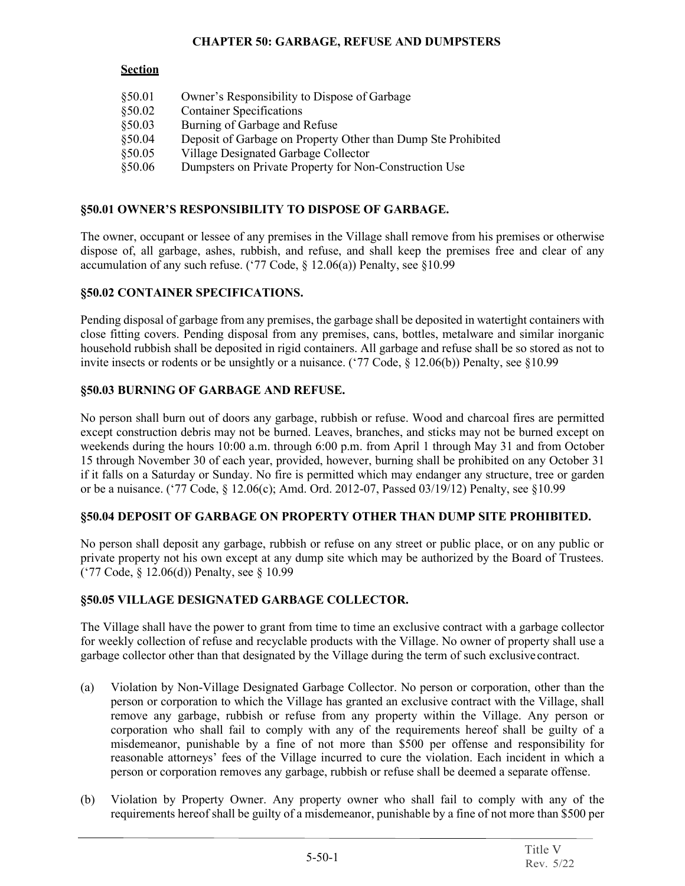# CHAPTER 50: GARBAGE, REFUSE AND DUMPSTERS

**Section**

§50.01 Owner's Responsibility to Dispose of Garbage
§50.02 Container Specifications
§50.03 Burning of Garbage and Refuse
§50.04 Deposit of Garbage on Property Other than Dump Ste Prohibited
§50.05 Village Designated Garbage Collector
§50.06 Dumpsters on Private Property for Non-Construction Use

## §50.01 OWNER'S RESPONSIBILITY TO DISPOSE OF GARBAGE.

The owner, occupant or lessee of any premises in the Village shall remove from his premises or otherwise dispose of, all garbage, ashes, rubbish, and refuse, and shall keep the premises free and clear of any accumulation of any such refuse. ('77 Code, § 12.06(a)) Penalty, see §10.99

## §50.02 CONTAINER SPECIFICATIONS.

Pending disposal of garbage from any premises, the garbage shall be deposited in watertight containers with close fitting covers. Pending disposal from any premises, cans, bottles, metalware and similar inorganic household rubbish shall be deposited in rigid containers. All garbage and refuse shall be so stored as not to invite insects or rodents or be unsightly or a nuisance. ('77 Code, § 12.06(b)) Penalty, see §10.99

## §50.03 BURNING OF GARBAGE AND REFUSE.

No person shall burn out of doors any garbage, rubbish or refuse. Wood and charcoal fires are permitted except construction debris may not be burned. Leaves, branches, and sticks may not be burned except on weekends during the hours 10:00 a.m. through 6:00 p.m. from April 1 through May 31 and from October 15 through November 30 of each year, provided, however, burning shall be prohibited on any October 31 if it falls on a Saturday or Sunday. No fire is permitted which may endanger any structure, tree or garden or be a nuisance. ('77 Code, § 12.06(c); Amd. Ord. 2012-07, Passed 03/19/12) Penalty, see §10.99

## §50.04 DEPOSIT OF GARBAGE ON PROPERTY OTHER THAN DUMP SITE PROHIBITED.

No person shall deposit any garbage, rubbish or refuse on any street or public place, or on any public or private property not his own except at any dump site which may be authorized by the Board of Trustees. ('77 Code, § 12.06(d)) Penalty, see § 10.99

## §50.05 VILLAGE DESIGNATED GARBAGE COLLECTOR.

The Village shall have the power to grant from time to time an exclusive contract with a garbage collector for weekly collection of refuse and recyclable products with the Village. No owner of property shall use a garbage collector other than that designated by the Village during the term of such exclusive contract.

(a) Violation by Non-Village Designated Garbage Collector. No person or corporation, other than the person or corporation to which the Village has granted an exclusive contract with the Village, shall remove any garbage, rubbish or refuse from any property within the Village. Any person or corporation who shall fail to comply with any of the requirements hereof shall be guilty of a misdemeanor, punishable by a fine of not more than $500 per offense and responsibility for reasonable attorneys' fees of the Village incurred to cure the violation. Each incident in which a person or corporation removes any garbage, rubbish or refuse shall be deemed a separate offense.

(b) Violation by Property Owner. Any property owner who shall fail to comply with any of the requirements hereof shall be guilty of a misdemeanor, punishable by a fine of not more than $500 per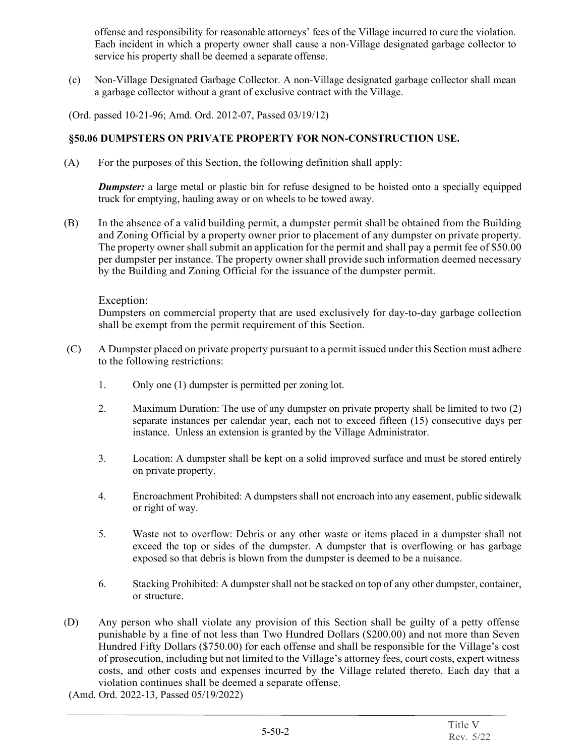offense and responsibility for reasonable attorneys' fees of the Village incurred to cure the violation. Each incident in which a property owner shall cause a non-Village designated garbage collector to service his property shall be deemed a separate offense.

(c) Non-Village Designated Garbage Collector. A non-Village designated garbage collector shall mean a garbage collector without a grant of exclusive contract with the Village.

(Ord. passed 10-21-96; Amd. Ord. 2012-07, Passed 03/19/12)

### §50.06 DUMPSTERS ON PRIVATE PROPERTY FOR NON-CONSTRUCTION USE.

(A) For the purposes of this Section, the following definition shall apply:

***Dumpster:*** a large metal or plastic bin for refuse designed to be hoisted onto a specially equipped truck for emptying, hauling away or on wheels to be towed away.

(B) In the absence of a valid building permit, a dumpster permit shall be obtained from the Building and Zoning Official by a property owner prior to placement of any dumpster on private property. The property owner shall submit an application for the permit and shall pay a permit fee of $50.00 per dumpster per instance. The property owner shall provide such information deemed necessary by the Building and Zoning Official for the issuance of the dumpster permit.

Exception:
Dumpsters on commercial property that are used exclusively for day-to-day garbage collection shall be exempt from the permit requirement of this Section.

(C) A Dumpster placed on private property pursuant to a permit issued under this Section must adhere to the following restrictions:

1. Only one (1) dumpster is permitted per zoning lot.

2. Maximum Duration: The use of any dumpster on private property shall be limited to two (2) separate instances per calendar year, each not to exceed fifteen (15) consecutive days per instance. Unless an extension is granted by the Village Administrator.

3. Location: A dumpster shall be kept on a solid improved surface and must be stored entirely on private property.

4. Encroachment Prohibited: A dumpsters shall not encroach into any easement, public sidewalk or right of way.

5. Waste not to overflow: Debris or any other waste or items placed in a dumpster shall not exceed the top or sides of the dumpster. A dumpster that is overflowing or has garbage exposed so that debris is blown from the dumpster is deemed to be a nuisance.

6. Stacking Prohibited: A dumpster shall not be stacked on top of any other dumpster, container, or structure.

(D) Any person who shall violate any provision of this Section shall be guilty of a petty offense punishable by a fine of not less than Two Hundred Dollars ($200.00) and not more than Seven Hundred Fifty Dollars ($750.00) for each offense and shall be responsible for the Village's cost of prosecution, including but not limited to the Village's attorney fees, court costs, expert witness costs, and other costs and expenses incurred by the Village related thereto. Each day that a violation continues shall be deemed a separate offense.

(Amd. Ord. 2022-13, Passed 05/19/2022)